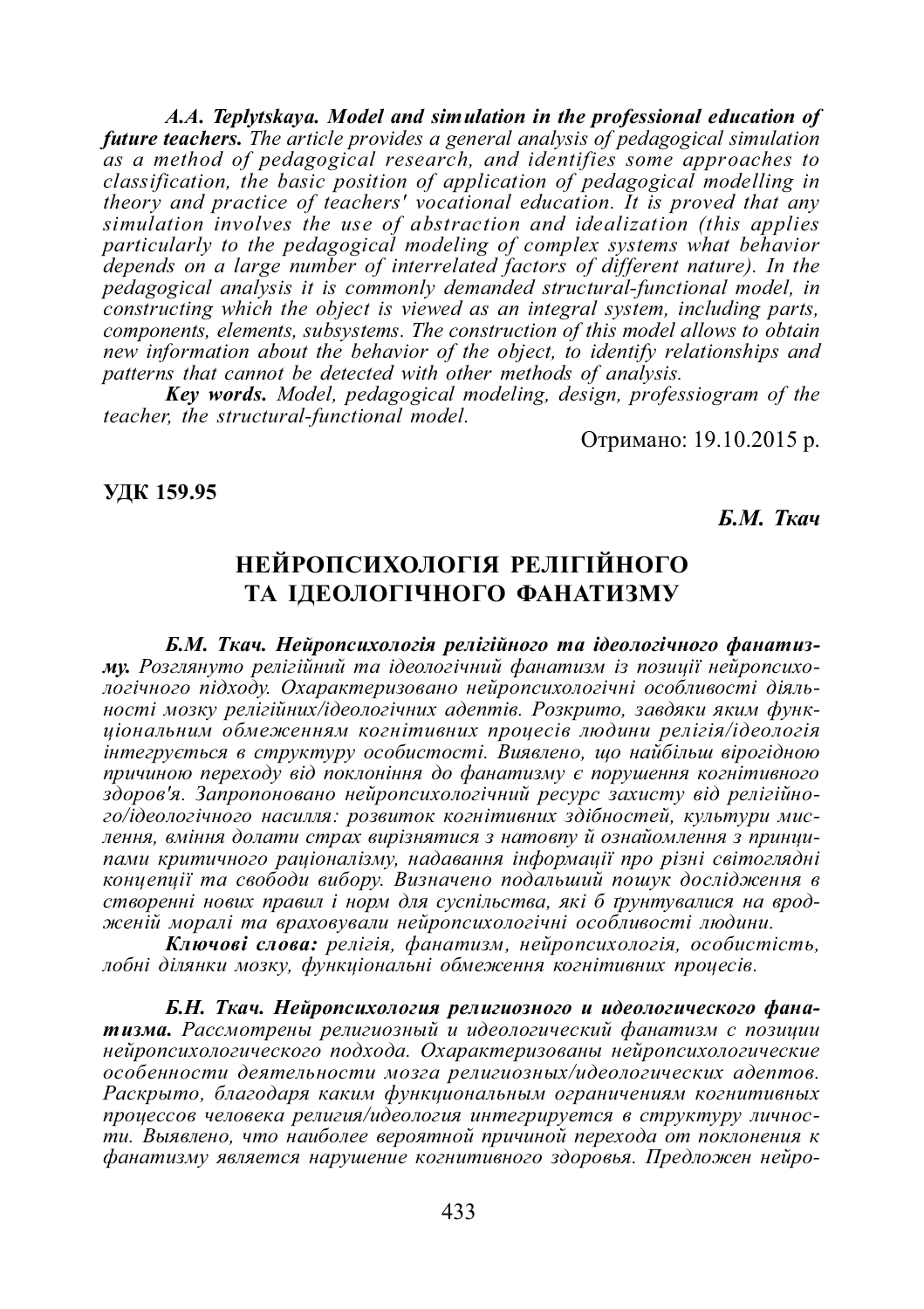***A.A. Teplytskaya. Model and simulation in the professional education of future teachers.*** *The article provides a general analysis of pedagogical simulation as a method of pedagogical research, and identifies some approaches to classification, the basic position of application of pedagogical modelling in theory and practice of teachers' vocational education. It is proved that any simulation involves the use of abstraction and idealization (this applies particularly to the pedagogical modeling of complex systems what behavior depends on a large number of interrelated factors of different nature). In the pedagogical analysis it is commonly demanded structural-functional model, in constructing which the object is viewed as an integral system, including parts, components, elements, subsystems. The construction of this model allows to obtain new information about the behavior of the object, to identify relationships and patterns that cannot be detected with other methods of analysis.*

***Key words.*** *Model, pedagogical modeling, design, professiogram of the teacher, the structural-functional model.*

Отримано: 19.10.2015 р.

**УДК 159.95**

***Б.М. Ткач***

# НЕЙРОПСИХОЛОГІЯ РЕЛІГІЙНОГО ТА ІДЕОЛОГІЧНОГО ФАНАТИЗМУ

***Б.М. Ткач. Нейропсихологія релігійного та ідеологічного фанатизму.*** *Розглянуто релігійний та ідеологічний фанатизм із позиції нейропсихологічного підходу. Охарактеризовано нейропсихологічні особливості діяльності мозку релігійних/ідеологічних адептів. Розкрито, завдяки яким функціональним обмеженням когнітивних процесів людини релігія/ідеологія інтегрується в структуру особистості. Виявлено, що найбільш вірогідною причиною переходу від поклоніння до фанатизму є порушення когнітивного здоров'я. Запропоновано нейропсихологічний ресурс захисту від релігійного/ідеологічного насилля: розвиток когнітивних здібностей, культури мислення, вміння долати страх вирізнятися з натовпу й ознайомлення з принципами критичного раціоналізму, надавання інформації про різні світоглядні концепції та свободи вибору. Визначено подальший пошук дослідження в створенні нових правил і норм для суспільства, які б ґрунтувалися на вродженій моралі та враховували нейропсихологічні особливості людини.*

***Ключові слова:*** *релігія, фанатизм, нейропсихологія, особистість, лобні ділянки мозку, функціональні обмеження когнітивних процесів.*

***Б.Н. Ткач. Нейропсихология религиозного и идеологического фанатизма.*** *Рассмотрены религиозный и идеологический фанатизм с позиции нейропсихологического подхода. Охарактеризованы нейропсихологические особенности деятельности мозга религиозных/идеологических адептов. Раскрыто, благодаря каким функциональным ограничениям когнитивных процессов человека религия/идеология интегрируется в структуру личности. Выявлено, что наиболее вероятной причиной перехода от поклонения к фанатизму является нарушение когнитивного здоровья. Предложен нейро-*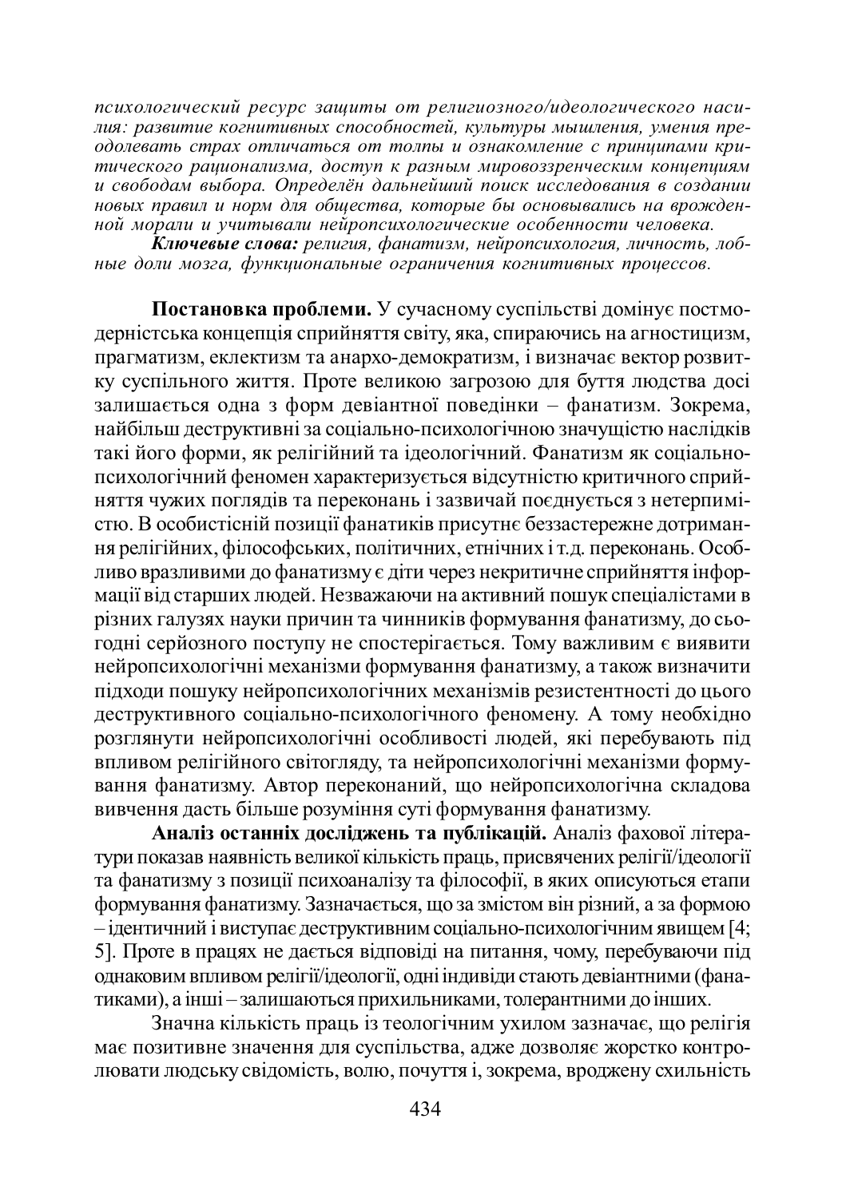*психологический ресурс защиты от религиозного/идеологического насилия: развитие когнитивных способностей, культуры мышления, умения преодолевать страх отличаться от толпы и ознакомление с принципами критического рационализма, доступ к разным мировоззренческим концепциям и свободам выбора. Определён дальнейший поиск исследования в создании новых правил и норм для общества, которые бы основывались на врожденной морали и учитывали нейропсихологические особенности человека.*

***Ключевые слова:*** *религия, фанатизм, нейропсихология, личность, лобные доли мозга, функциональные ограничения когнитивных процессов.*

**Постановка проблеми.** У сучасному суспільстві домінує постмодерністська концепція сприйняття світу, яка, спираючись на агностицизм, прагматизм, еклектизм та анархо-демократизм, і визначає вектор розвитку суспільного життя. Проте великою загрозою для буття людства досі залишається одна з форм девіантної поведінки – фанатизм. Зокрема, найбільш деструктивні за соціально-психологічною значущістю наслідків такі його форми, як релігійний та ідеологічний. Фанатизм як соціально-психологічний феномен характеризується відсутністю критичного сприйняття чужих поглядів та переконань і зазвичай поєднується з нетерпимістю. В особистісній позиції фанатиків присутнє беззастережне дотримання релігійних, філософських, політичних, етнічних і т.д. переконань. Особливо вразливими до фанатизму є діти через некритичне сприйняття інформації від старших людей. Незважаючи на активний пошук спеціалістами в різних галузях науки причин та чинників формування фанатизму, до сьогодні серйозного поступу не спостерігається. Тому важливим є виявити нейропсихологічні механізми формування фанатизму, а також визначити підходи пошуку нейропсихологічних механізмів резистентності до цього деструктивного соціально-психологічного феномену. А тому необхідно розглянути нейропсихологічні особливості людей, які перебувають під впливом релігійного світогляду, та нейропсихологічні механізми формування фанатизму. Автор переконаний, що нейропсихологічна складова вивчення дасть більше розуміння суті формування фанатизму.

**Аналіз останніх досліджень та публікацій.** Аналіз фахової літератури показав наявність великої кількість праць, присвячених релігії/ідеології та фанатизму з позиції психоаналізу та філософії, в яких описуються етапи формування фанатизму. Зазначається, що за змістом він різний, а за формою – ідентичний і виступає деструктивним соціально-психологічним явищем [4; 5]. Проте в працях не дається відповіді на питання, чому, перебуваючи під однаковим впливом релігії/ідеології, одні індивіди стають девіантними (фанатиками), а інші – залишаються прихильниками, толерантними до інших.

Значна кількість праць із теологічним ухилом зазначає, що релігія має позитивне значення для суспільства, адже дозволяє жорстко контролювати людську свідомість, волю, почуття і, зокрема, вроджену схильність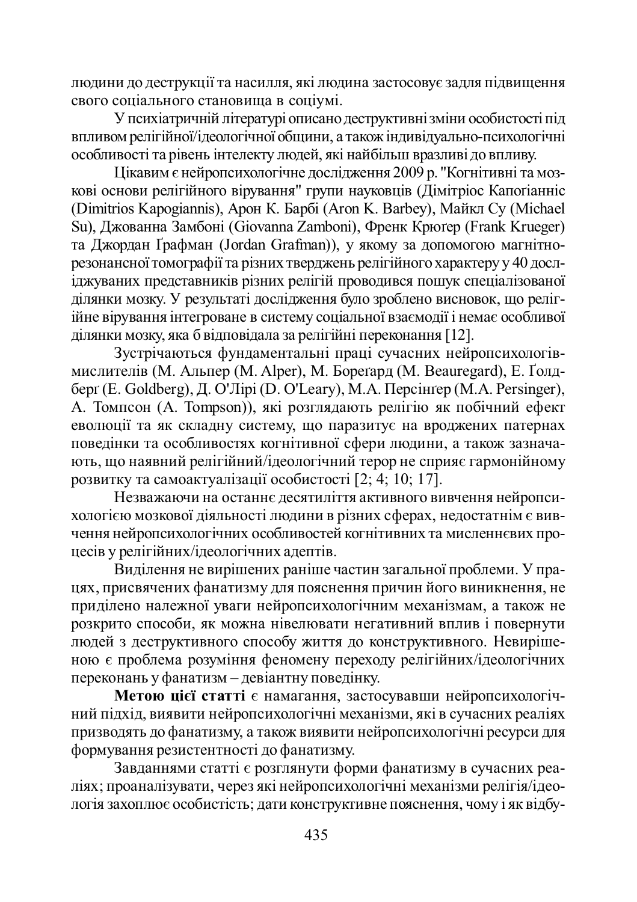людини до деструкції та насилля, які людина застосовує задля підвищення свого соціального становища в соціумі.

У психіатричній літературі описано деструктивні зміни особистості під впливом релігійної/ідеологічної общини, а також індивідуально-психологічні особливості та рівень інтелекту людей, які найбільш вразливі до впливу.

Цікавим є нейропсихологічне дослідження 2009 р. "Когнітивні та мозкові основи релігійного вірування" групи науковців (Дімітріос Капогіанніс (Dimitrios Kapogiannis), Арон К. Барбі (Aron K. Barbey), Майкл Су (Michael Su), Джованна Замбоні (Giovanna Zamboni), Френк Крюгер (Frank Krueger) та Джордан Ґрафман (Jordan Grafman)), у якому за допомогою магнітно-резонансної томографії та різних тверджень релігійного характеру у 40 досліджуваних представників різних релігій проводився пошук спеціалізованої ділянки мозку. У результаті дослідження було зроблено висновок, що релігійне вірування інтегроване в систему соціальної взаємодії і немає особливої ділянки мозку, яка б відповідала за релігійні переконання [12].

Зустрічаються фундаментальні праці сучасних нейропсихологів-мислителів (М. Альпер (M. Alper), М. Бореґард (M. Beauregard), Е. Ґолдберґ (E. Goldberg), Д. О'Лірі (D. O'Leary), М.А. Персінґер (M.A. Persinger), А. Томпсон (A. Tompson)), які розглядають релігію як побічний ефект еволюції та як складну систему, що паразитує на вроджених патернах поведінки та особливостях когнітивної сфери людини, а також зазначають, що наявний релігійний/ідеологічний терор не сприяє гармонійному розвитку та самоактуалізації особистості [2; 4; 10; 17].

Незважаючи на останнє десятиліття активного вивчення нейропсихологією мозкової діяльності людини в різних сферах, недостатнім є вивчення нейропсихологічних особливостей когнітивних та мисленнєвих процесів у релігійних/ідеологічних адептів.

Виділення не вирішених раніше частин загальної проблеми. У працях, присвячених фанатизму для пояснення причин його виникнення, не приділено належної уваги нейропсихологічним механізмам, а також не розкрито способи, як можна нівелювати негативний вплив і повернути людей з деструктивного способу життя до конструктивного. Невирішеною є проблема розуміння феномену переходу релігійних/ідеологічних переконань у фанатизм – девіантну поведінку.

**Метою цієї статті** є намагання, застосувавши нейропсихологічний підхід, виявити нейропсихологічні механізми, які в сучасних реаліях призводять до фанатизму, а також виявити нейропсихологічні ресурси для формування резистентності до фанатизму.

Завданнями статті є розглянути форми фанатизму в сучасних реаліях; проаналізувати, через які нейропсихологічні механізми релігія/ідеологія захоплює особистість; дати конструктивне пояснення, чому і як відбу-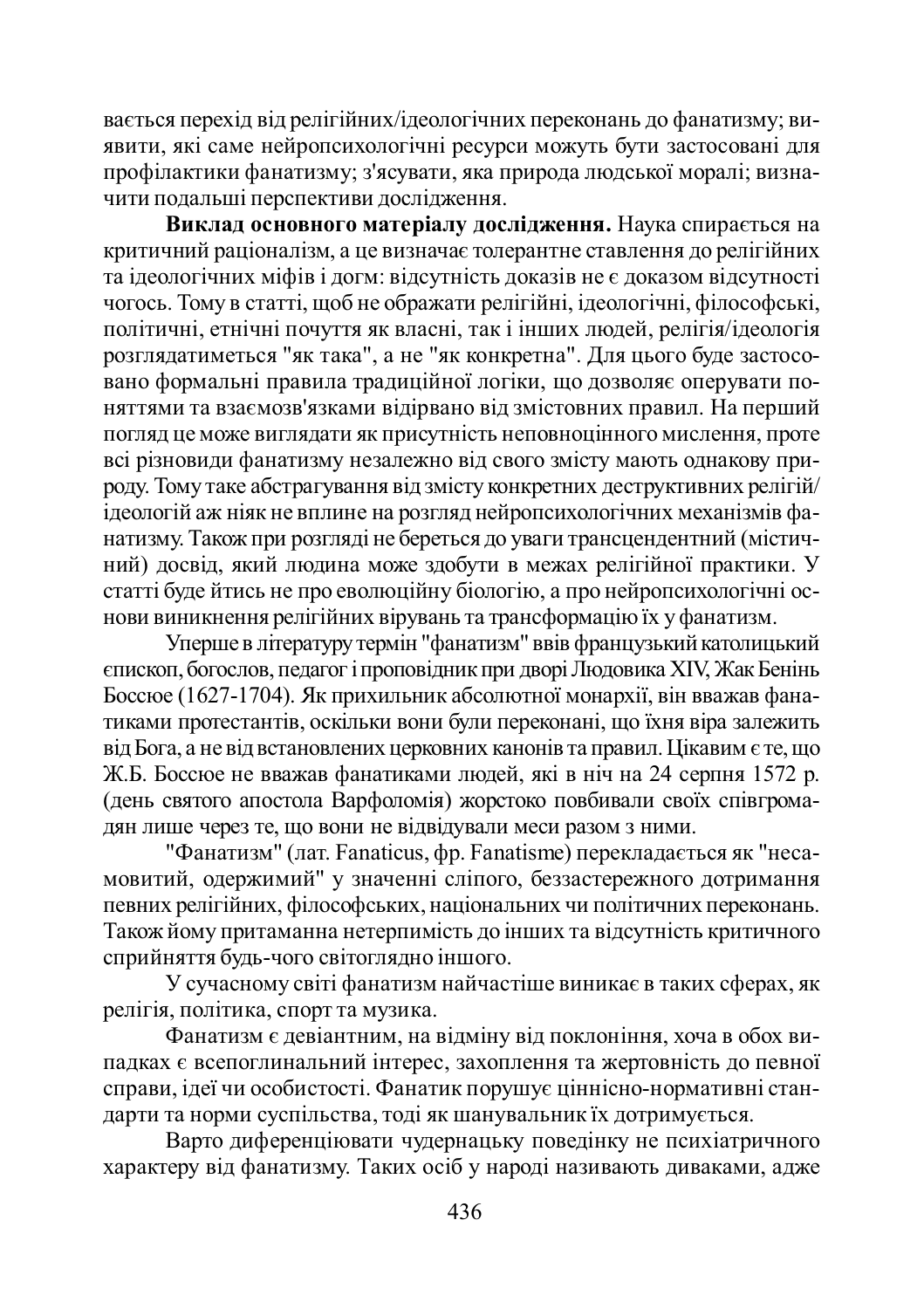вається перехід від релігійних/ідеологічних переконань до фанатизму; виявити, які саме нейропсихологічні ресурси можуть бути застосовані для профілактики фанатизму; з'ясувати, яка природа людської моралі; визначити подальші перспективи дослідження.

**Виклад основного матеріалу дослідження.** Наука спирається на критичний раціоналізм, а це визначає толерантне ставлення до релігійних та ідеологічних міфів і догм: відсутність доказів не є доказом відсутності чогось. Тому в статті, щоб не ображати релігійні, ідеологічні, філософські, політичні, етнічні почуття як власні, так і інших людей, релігія/ідеологія розглядатиметься "як така", а не "як конкретна". Для цього буде застосовано формальні правила традиційної логіки, що дозволяє оперувати поняттями та взаємозв'язками відірвано від змістовних правил. На перший погляд це може виглядати як присутність неповноцінного мислення, проте всі різновиди фанатизму незалежно від свого змісту мають однакову природу. Тому таке абстрагування від змісту конкретних деструктивних релігій/ідеологій аж ніяк не вплине на розгляд нейропсихологічних механізмів фанатизму. Також при розгляді не береться до уваги трансцендентний (містичний) досвід, який людина може здобути в межах релігійної практики. У статті буде йтись не про еволюційну біологію, а про нейропсихологічні основи виникнення релігійних вірувань та трансформацію їх у фанатизм.

Уперше в літературу термін "фанатизм" ввів французький католицький єпископ, богослов, педагог і проповідник при дворі Людовика XIV, Жак Бенінь Боссюе (1627-1704). Як прихильник абсолютної монархії, він вважав фанатиками протестантів, оскільки вони були переконані, що їхня віра залежить від Бога, а не від встановлених церковних канонів та правил. Цікавим є те, що Ж.Б. Боссюе не вважав фанатиками людей, які в ніч на 24 серпня 1572 р. (день святого апостола Варфоломія) жорстоко повбивали своїх співгромадян лише через те, що вони не відвідували меси разом з ними.

"Фанатизм" (лат. Fanaticus, фр. Fanatisme) перекладається як "несамовитий, одержимий" у значенні сліпого, беззастережного дотримання певних релігійних, філософських, національних чи політичних переконань. Також йому притаманна нетерпимість до інших та відсутність критичного сприйняття будь-чого світоглядно іншого.

У сучасному світі фанатизм найчастіше виникає в таких сферах, як релігія, політика, спорт та музика.

Фанатизм є девіантним, на відміну від поклоніння, хоча в обох випадках є всепоглинальний інтерес, захоплення та жертовність до певної справи, ідеї чи особистості. Фанатик порушує ціннісно-нормативні стандарти та норми суспільства, тоді як шанувальник їх дотримується.

Варто диференціювати чудернацьку поведінку не психіатричного характеру від фанатизму. Таких осіб у народі називають диваками, адже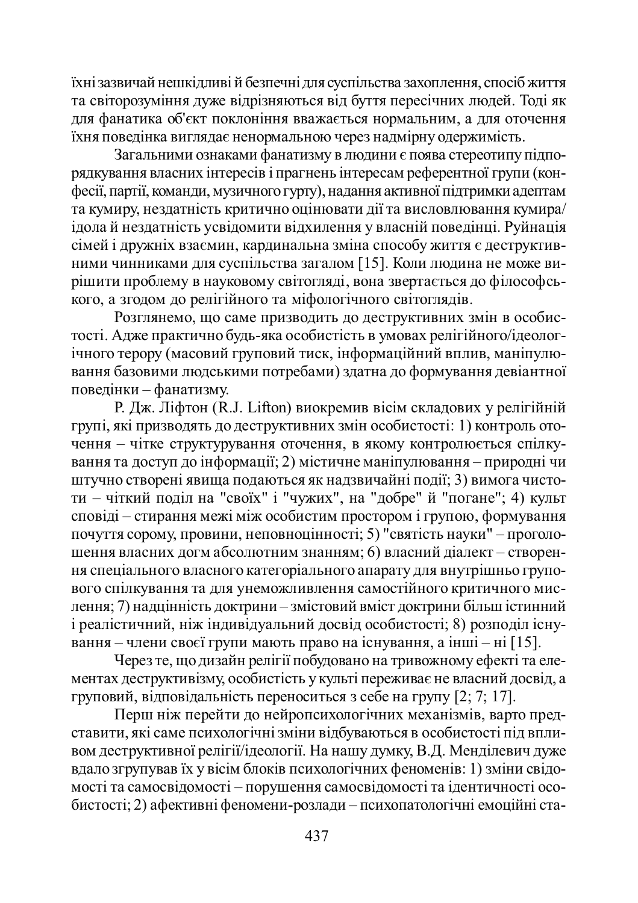їхні зазвичай нешкідливі й безпечні для суспільства захоплення, спосіб життя та світорозуміння дуже відрізняються від буття пересічних людей. Тоді як для фанатика об'єкт поклоніння вважається нормальним, а для оточення їхня поведінка виглядає ненормальною через надмірну одержимість.

Загальними ознаками фанатизму в людини є поява стереотипу підпорядкування власних інтересів і прагнень інтересам референтної групи (конфесії, партії, команди, музичного гурту), надання активної підтримки адептам та кумиру, нездатність критично оцінювати дії та висловлювання кумира/ідола й нездатність усвідомити відхилення у власній поведінці. Руйнація сімей і дружніх взаємин, кардинальна зміна способу життя є деструктивними чинниками для суспільства загалом [15]. Коли людина не може вирішити проблему в науковому світогляді, вона звертається до філософського, а згодом до релігійного та міфологічного світоглядів.

Розглянемо, що саме призводить до деструктивних змін в особистості. Адже практично будь-яка особистість в умовах релігійного/ідеологічного терору (масовий груповий тиск, інформаційний вплив, маніпулювання базовими людськими потребами) здатна до формування девіантної поведінки – фанатизму.

Р. Дж. Ліфтон (R.J. Lifton) виокремив вісім складових у релігійній групі, які призводять до деструктивних змін особистості: 1) контроль оточення – чітке структурування оточення, в якому контролюється спілкування та доступ до інформації; 2) містичне маніпулювання – природні чи штучно створені явища подаються як надзвичайні події; 3) вимога чистоти – чіткий поділ на "своїх" і "чужих", на "добре" й "погане"; 4) культ сповіді – стирання межі між особистим простором і групою, формування почуття сорому, провини, неповноцінності; 5) "святість науки" – проголошення власних догм абсолютним знанням; 6) власний діалект – створення спеціального власного категоріального апарату для внутрішньо групового спілкування та для унеможливлення самостійного критичного мислення; 7) надцінність доктрини – змістовий вміст доктрини більш істинний і реалістичний, ніж індивідуальний досвід особистості; 8) розподіл існування – члени своєї групи мають право на існування, а інші – ні [15].

Через те, що дизайн релігії побудовано на тривожному ефекті та елементах деструктивізму, особистість у культі переживає не власний досвід, а груповий, відповідальність переноситься з себе на групу [2; 7; 17].

Перш ніж перейти до нейропсихологічних механізмів, варто представити, які саме психологічні зміни відбуваються в особистості під впливом деструктивної релігії/ідеології. На нашу думку, В.Д. Менделевич дуже вдало згрупував їх у вісім блоків психологічних феноменів: 1) зміни свідомості та самосвідомості – порушення самосвідомості та ідентичності особистості; 2) афективні феномени-розлади – психопатологічні емоційні ста-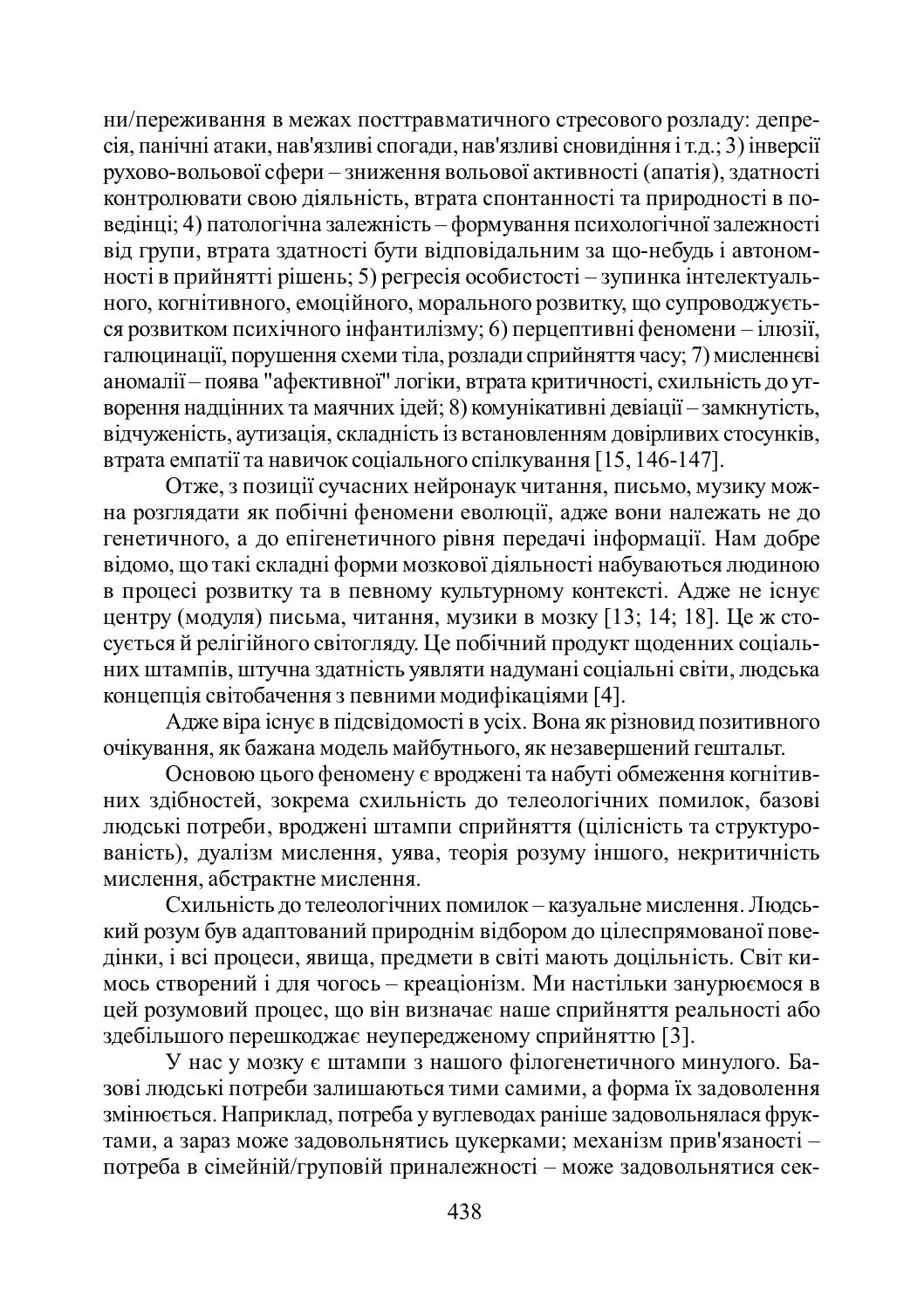ни/переживання в межах посттравматичного стресового розладу: депресія, панічні атаки, нав'язливі спогади, нав'язливі сновидіння і т.д.; 3) інверсії рухово-вольової сфери – зниження вольової активності (апатія), здатності контролювати свою діяльність, втрата спонтанності та природності в поведінці; 4) патологічна залежність – формування психологічної залежності від групи, втрата здатності бути відповідальним за що-небудь і автономності в прийнятті рішень; 5) регресія особистості – зупинка інтелектуального, когнітивного, емоційного, морального розвитку, що супроводжується розвитком психічного інфантилізму; 6) перцептивні феномени – ілюзії, галюцинації, порушення схеми тіла, розлади сприйняття часу; 7) мисленнєві аномалії – поява "афективної" логіки, втрата критичності, схильність до утворення надцінних та маячних ідей; 8) комунікативні девіації – замкнутість, відчуженість, аутизація, складність із встановленням довірливих стосунків, втрата емпатії та навичок соціального спілкування [15, 146-147].

Отже, з позиції сучасних нейронаук читання, письмо, музику можна розглядати як побічні феномени еволюції, адже вони належать не до генетичного, а до епігенетичного рівня передачі інформації. Нам добре відомо, що такі складні форми мозкової діяльності набуваються людиною в процесі розвитку та в певному культурному контексті. Адже не існує центру (модуля) письма, читання, музики в мозку [13; 14; 18]. Це ж стосується й релігійного світогляду. Це побічний продукт щоденних соціальних штампів, штучна здатність уявляти надумані соціальні світи, людська концепція світобачення з певними модифікаціями [4].

Адже віра існує в підсвідомості в усіх. Вона як різновид позитивного очікування, як бажана модель майбутнього, як незавершений гештальт.

Основою цього феномену є вроджені та набуті обмеження когнітивних здібностей, зокрема схильність до телеологічних помилок, базові людські потреби, вроджені штампи сприйняття (цілісність та структурованість), дуалізм мислення, уява, теорія розуму іншого, некритичність мислення, абстрактне мислення.

Схильність до телеологічних помилок – казуальне мислення. Людський розум був адаптований природнім відбором до цілеспрямованої поведінки, і всі процеси, явища, предмети в світі мають доцільність. Світ кимось створений і для чогось – креаціонізм. Ми настільки занурюємося в цей розумовий процес, що він визначає наше сприйняття реальності або здебільшого перешкоджає неупередженому сприйняттю [3].

У нас у мозку є штампи з нашого філогенетичного минулого. Базові людські потреби залишаються тими самими, а форма їх задоволення змінюється. Наприклад, потреба у вуглеводах раніше задовольнялася фруктами, а зараз може задовольнятись цукерками; механізм прив'язаності – потреба в сімейній/груповій приналежності – може задовольнятися сек-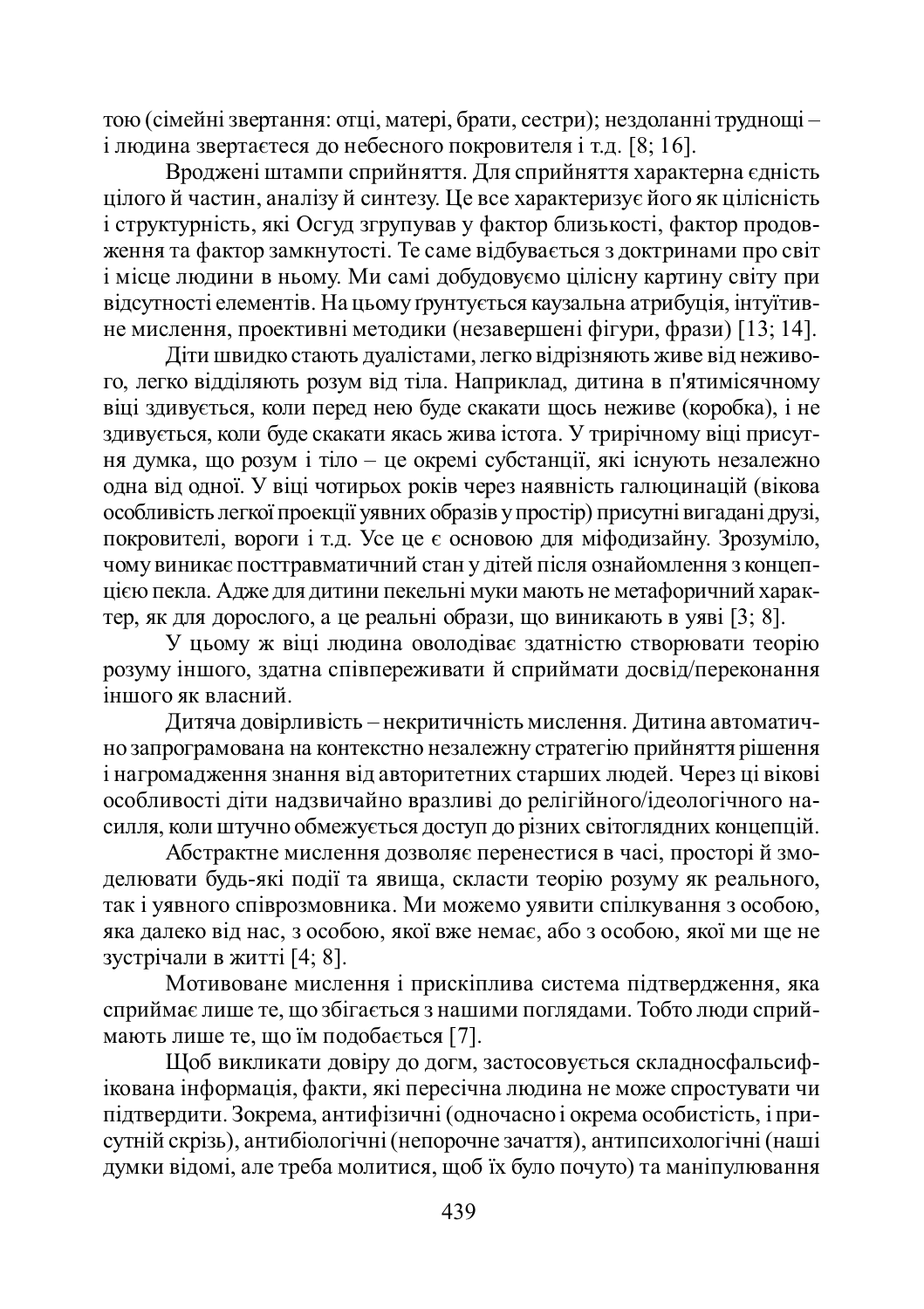тою (сімейні звертання: отці, матері, брати, сестри); нездоланні труднощі – і людина звертаєтеся до небесного покровителя і т.д. [8; 16].

Вроджені штампи сприйняття. Для сприйняття характерна єдність цілого й частин, аналізу й синтезу. Це все характеризує його як цілісність і структурність, які Осгуд згрупував у фактор близькості, фактор продовження та фактор замкнутості. Те саме відбувається з доктринами про світ і місце людини в ньому. Ми самі добудовуємо цілісну картину світу при відсутності елементів. На цьому ґрунтується каузальна атрибуція, інтуїтивне мислення, проективні методики (незавершені фігури, фрази) [13; 14].

Діти швидко стають дуалістами, легко відрізняють живе від неживого, легко відділяють розум від тіла. Наприклад, дитина в п'ятимісячному віці здивується, коли перед нею буде скакати щось неживе (коробка), і не здивується, коли буде скакати якась жива істота. У трирічному віці присутня думка, що розум і тіло – це окремі субстанції, які існують незалежно одна від одної. У віці чотирьох років через наявність галюцинацій (вікова особливість легкої проекції уявних образів у простір) присутні вигадані друзі, покровителі, вороги і т.д. Усе це є основою для міфодизайну. Зрозуміло, чому виникає посттравматичний стан у дітей після ознайомлення з концепцією пекла. Адже для дитини пекельні муки мають не метафоричний характер, як для дорослого, а це реальні образи, що виникають в уяві [3; 8].

У цьому ж віці людина оволодіває здатністю створювати теорію розуму іншого, здатна співпереживати й сприймати досвід/переконання іншого як власний.

Дитяча довірливість – некритичність мислення. Дитина автоматично запрограмована на контекстно незалежну стратегію прийняття рішення і нагромадження знання від авторитетних старших людей. Через ці вікові особливості діти надзвичайно вразливі до релігійного/ідеологічного насилля, коли штучно обмежується доступ до різних світоглядних концепцій.

Абстрактне мислення дозволяє перенестися в часі, просторі й змоделювати будь-які події та явища, скласти теорію розуму як реального, так і уявного співрозмовника. Ми можемо уявити спілкування з особою, яка далеко від нас, з особою, якої вже немає, або з особою, якої ми ще не зустрічали в житті [4; 8].

Мотивоване мислення і прискіплива система підтвердження, яка сприймає лише те, що збігається з нашими поглядами. Тобто люди сприймають лише те, що їм подобається [7].

Щоб викликати довіру до догм, застосовується складносфальсифікована інформація, факти, які пересічна людина не може спростувати чи підтвердити. Зокрема, антифізичні (одночасно і окрема особистість, і присутній скрізь), антибіологічні (непорочне зачаття), антипсихологічні (наші думки відомі, але треба молитися, щоб їх було почуто) та маніпулювання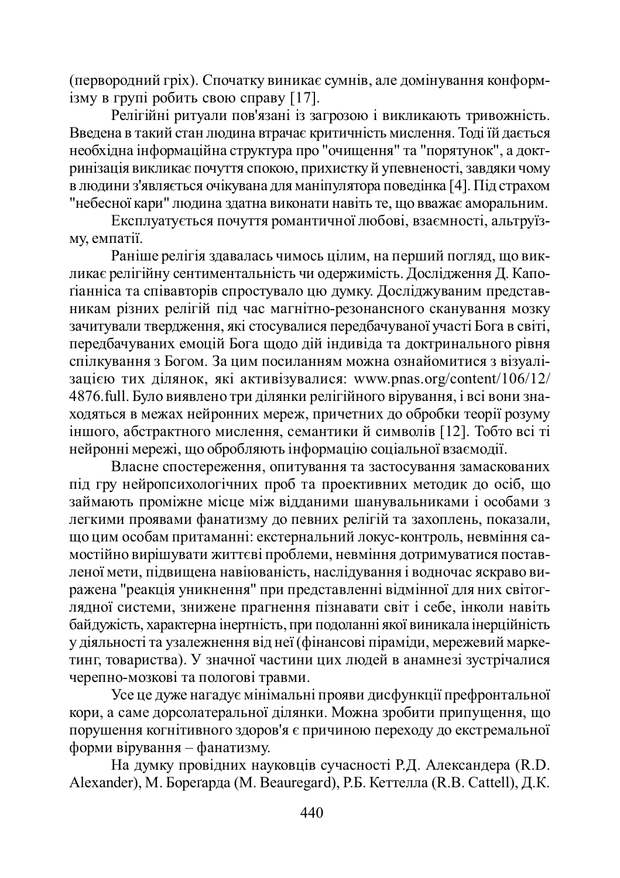(первородний гріх). Спочатку виникає сумнів, але домінування конформізму в групі робить свою справу [17].

Релігійні ритуали пов'язані із загрозою і викликають тривожність. Введена в такий стан людина втрачає критичність мислення. Тоді їй дається необхідна інформаційна структура про "очищення" та "порятунок", а доктринізація викликає почуття спокою, прихистку й упевненості, завдяки чому в людини з'являється очікувана для маніпулятора поведінка [4]. Під страхом "небесної кари" людина здатна виконати навіть те, що вважає аморальним.

Експлуатується почуття романтичної любові, взаємності, альтруїзму, емпатії.

Раніше релігія здавалась чимось цілим, на перший погляд, що викликає релігійну сентиментальність чи одержимість. Дослідження Д. Капогіанніса та співавторів спростувало цю думку. Досліджуваним представникам різних релігій під час магнітно-резонансного сканування мозку зачитували твердження, які стосувалися передбачуваної участі Бога в світі, передбачуваних емоцій Бога щодо дій індивіда та доктринального рівня спілкування з Богом. За цим посиланням можна ознайомитися з візуалізацією тих ділянок, які активізувалися: www.pnas.org/content/106/12/4876.full. Було виявлено три ділянки релігійного вірування, і всі вони знаходяться в межах нейронних мереж, причетних до обробки теорії розуму іншого, абстрактного мислення, семантики й символів [12]. Тобто всі ті нейронні мережі, що обробляють інформацію соціальної взаємодії.

Власне спостереження, опитування та застосування замаскованих під гру нейропсихологічних проб та проективних методик до осіб, що займають проміжне місце між відданими шанувальниками і особами з легкими проявами фанатизму до певних релігій та захоплень, показали, що цим особам притаманні: екстернальний локус-контроль, невміння самостійно вирішувати життєві проблеми, невміння дотримуватися поставленої мети, підвищена навіюваність, наслідування і водночас яскраво виражена "реакція уникнення" при представленні відмінної для них світоглядної системи, знижене прагнення пізнавати світ і себе, інколи навіть байдужість, характерна інертність, при подоланні якої виникала інерційність у діяльності та узалежнення від неї (фінансові піраміди, мережевий маркетинг, товариства). У значної частини цих людей в анамнезі зустрічалися черепно-мозкові та пологові травми.

Усе це дуже нагадує мінімальні прояви дисфункції префронтальної кори, а саме дорсолатеральної ділянки. Можна зробити припущення, що порушення когнітивного здоров'я є причиною переходу до екстремальної форми вірування – фанатизму.

На думку провідних науковців сучасності Р.Д. Александера (R.D. Alexander), М. Борегарда (M. Beauregard), Р.Б. Кеттелла (R.B. Cattell), Д.К.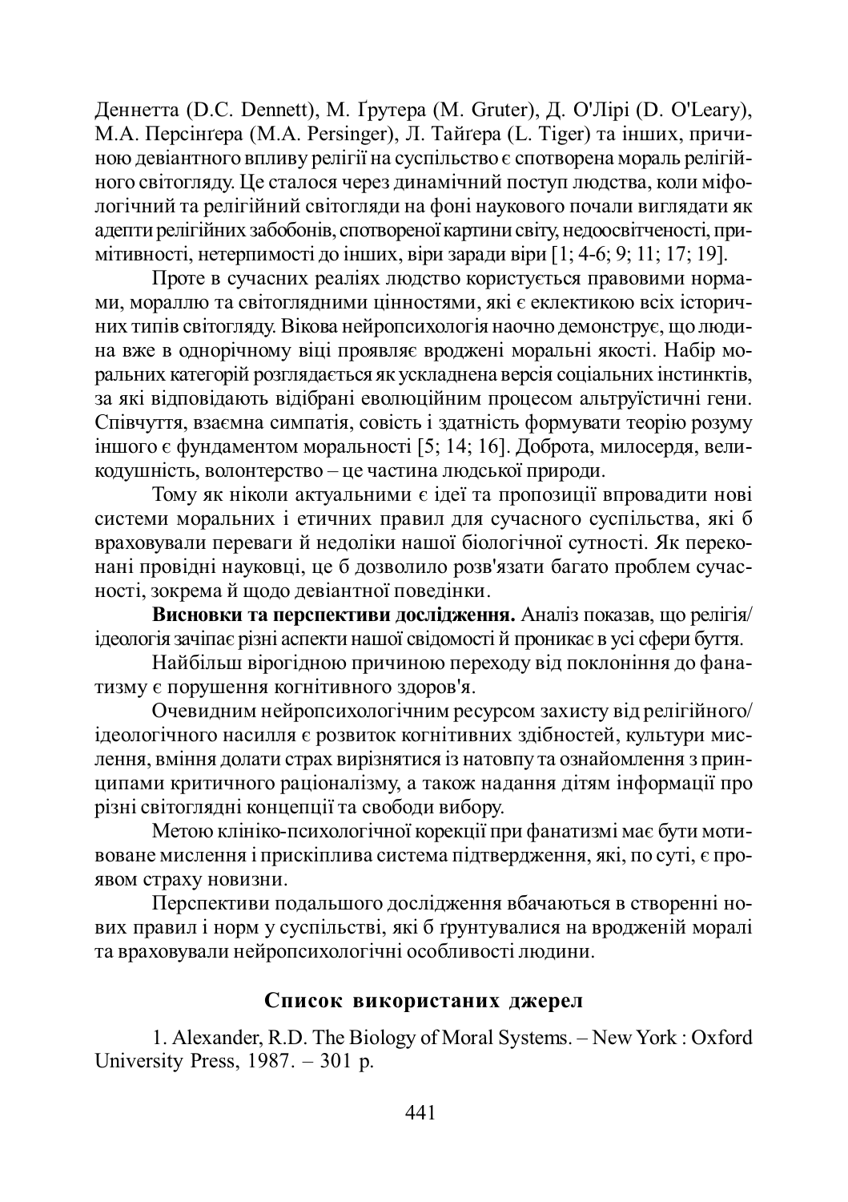Деннетта (D.C. Dennett), М. Ґрутера (M. Gruter), Д. О'Лірі (D. O'Leary), М.А. Персінгера (M.A. Persinger), Л. Тайгера (L. Tiger) та інших, причиною девіантного впливу релігії на суспільство є спотворена мораль релігійного світогляду. Це сталося через динамічний поступ людства, коли міфологічний та релігійний світогляди на фоні наукового почали виглядати як адепти релігійних забобонів, спотвореної картини світу, недоосвіченості, примітивності, нетерпимості до інших, віри заради віри [1; 4-6; 9; 11; 17; 19].

Проте в сучасних реаліях людство користується правовими нормами, мораллю та світоглядними цінностями, які є еклектикою всіх історичних типів світогляду. Вікова нейропсихологія наочно демонструє, що людина вже в однорічному віці проявляє вроджені моральні якості. Набір моральних категорій розглядається як ускладнена версія соціальних інстинктів, за які відповідають відібрані еволюційним процесом альтруїстичні гени. Співчуття, взаємна симпатія, совість і здатність формувати теорію розуму іншого є фундаментом моральності [5; 14; 16]. Доброта, милосердя, великодушність, волонтерство – це частина людської природи.

Тому як ніколи актуальними є ідеї та пропозиції впровадити нові системи моральних і етичних правил для сучасного суспільства, які б враховували переваги й недоліки нашої біологічної сутності. Як переконані провідні науковці, це б дозволило розв'язати багато проблем сучасності, зокрема й щодо девіантної поведінки.

**Висновки та перспективи дослідження.** Аналіз показав, що релігія/ідеологія зачіпає різні аспекти нашої свідомості й проникає в усі сфери буття.

Найбільш вірогідною причиною переходу від поклоніння до фанатизму є порушення когнітивного здоров'я.

Очевидним нейропсихологічним ресурсом захисту від релігійного/ідеологічного насилля є розвиток когнітивних здібностей, культури мислення, вміння долати страх вирізнятися із натовпу та ознайомлення з принципами критичного раціоналізму, а також надання дітям інформації про різні світоглядні концепції та свободи вибору.

Метою клініко-психологічної корекції при фанатизмі має бути мотивоване мислення і прискіплива система підтвердження, які, по суті, є проявом страху новизни.

Перспективи подальшого дослідження вбачаються в створенні нових правил і норм у суспільстві, які б ґрунтувалися на вродженій моралі та враховували нейропсихологічні особливості людини.

## Список використаних джерел

1. Alexander, R.D. The Biology of Moral Systems. – New York : Oxford University Press, 1987. – 301 p.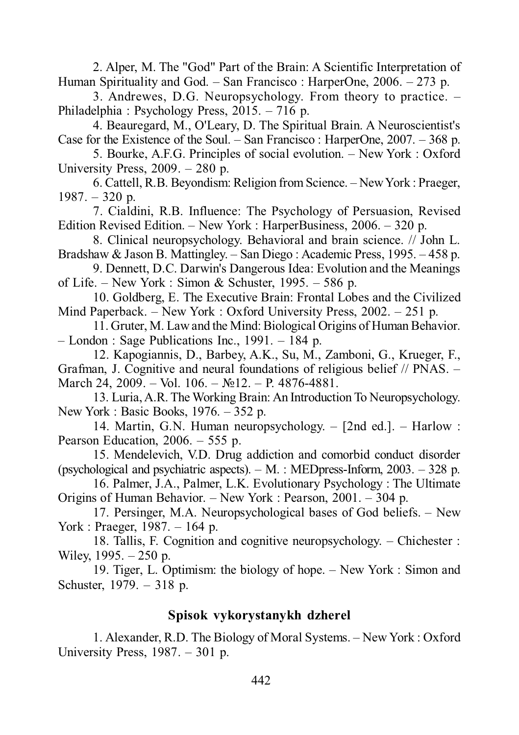2. Alper, M. The "God" Part of the Brain: A Scientific Interpretation of Human Spirituality and God. – San Francisco : HarperOne, 2006. – 273 p.

3. Andrewes, D.G. Neuropsychology. From theory to practice. – Philadelphia : Psychology Press, 2015. – 716 p.

4. Beauregard, M., O'Leary, D. The Spiritual Brain. A Neuroscientist's Case for the Existence of the Soul. – San Francisco : HarperOne, 2007. – 368 p.

5. Bourke, A.F.G. Principles of social evolution. – New York : Oxford University Press, 2009. – 280 p.

6. Cattell, R.B. Beyondism: Religion from Science. – New York : Praeger, 1987. – 320 p.

7. Cialdini, R.B. Influence: The Psychology of Persuasion, Revised Edition Revised Edition. – New York : HarperBusiness, 2006. – 320 p.

8. Clinical neuropsychology. Behavioral and brain science. // John L. Bradshaw & Jason B. Mattingley. – San Diego : Academic Press, 1995. – 458 p.

9. Dennett, D.C. Darwin's Dangerous Idea: Evolution and the Meanings of Life. – New York : Simon & Schuster, 1995. – 586 p.

10. Goldberg, E. The Executive Brain: Frontal Lobes and the Civilized Mind Paperback. – New York : Oxford University Press, 2002. – 251 p.

11. Gruter, M. Law and the Mind: Biological Origins of Human Behavior. – London : Sage Publications Inc., 1991. – 184 p.

12. Kapogiannis, D., Barbey, A.K., Su, M., Zamboni, G., Krueger, F., Grafman, J. Cognitive and neural foundations of religious belief // PNAS. – March 24, 2009. – Vol. 106. – №12. – P. 4876-4881.

13. Luria, A.R. The Working Brain: An Introduction To Neuropsychology. New York : Basic Books, 1976. – 352 p.

14. Martin, G.N. Human neuropsychology. – [2nd ed.]. – Harlow : Pearson Education, 2006. – 555 p.

15. Mendelevich, V.D. Drug addiction and comorbid conduct disorder (psychological and psychiatric aspects). – M. : MEDpress-Inform, 2003. – 328 p.

16. Palmer, J.A., Palmer, L.K. Evolutionary Psychology : The Ultimate Origins of Human Behavior. – New York : Pearson, 2001. – 304 p.

17. Persinger, M.A. Neuropsychological bases of God beliefs. – New York : Praeger, 1987. – 164 p.

18. Tallis, F. Cognition and cognitive neuropsychology. – Chichester : Wiley, 1995. – 250 p.

19. Tiger, L. Optimism: the biology of hope. – New York : Simon and Schuster, 1979. – 318 p.

## Spisok vykorystanykh dzherel

1. Alexander, R.D. The Biology of Moral Systems. – New York : Oxford University Press, 1987. – 301 p.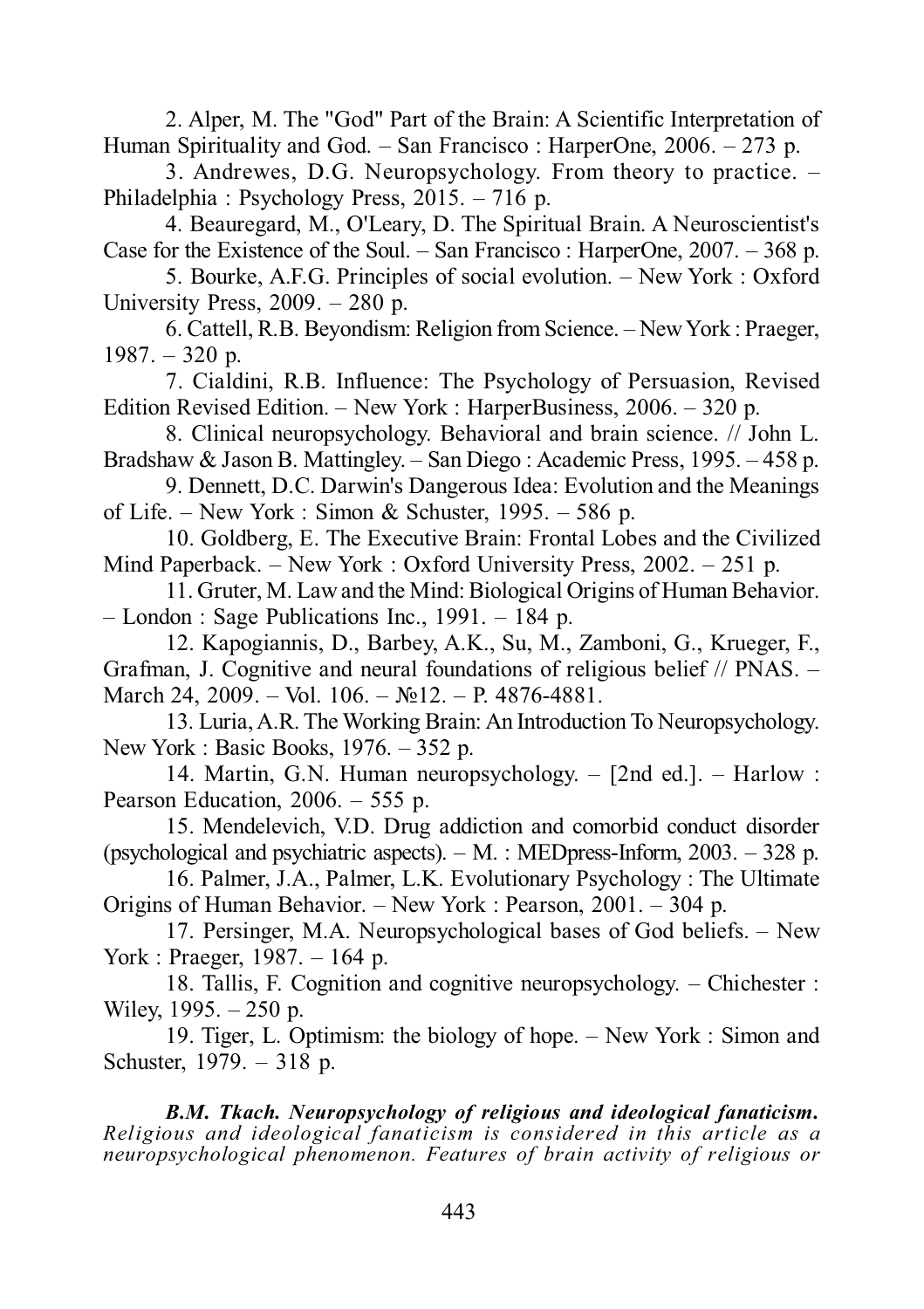2. Alper, M. The "God" Part of the Brain: A Scientific Interpretation of Human Spirituality and God. – San Francisco : HarperOne, 2006. – 273 p.

3. Andrewes, D.G. Neuropsychology. From theory to practice. – Philadelphia : Psychology Press, 2015. – 716 p.

4. Beauregard, M., O'Leary, D. The Spiritual Brain. A Neuroscientist's Case for the Existence of the Soul. – San Francisco : HarperOne, 2007. – 368 p.

5. Bourke, A.F.G. Principles of social evolution. – New York : Oxford University Press, 2009. – 280 p.

6. Cattell, R.B. Beyondism: Religion from Science. – New York : Praeger, 1987. – 320 p.

7. Cialdini, R.B. Influence: The Psychology of Persuasion, Revised Edition Revised Edition. – New York : HarperBusiness, 2006. – 320 p.

8. Clinical neuropsychology. Behavioral and brain science. // John L. Bradshaw & Jason B. Mattingley. – San Diego : Academic Press, 1995. – 458 p.

9. Dennett, D.C. Darwin's Dangerous Idea: Evolution and the Meanings of Life. – New York : Simon & Schuster, 1995. – 586 p.

10. Goldberg, E. The Executive Brain: Frontal Lobes and the Civilized Mind Paperback. – New York : Oxford University Press, 2002. – 251 p.

11. Gruter, M. Law and the Mind: Biological Origins of Human Behavior. – London : Sage Publications Inc., 1991. – 184 p.

12. Kapogiannis, D., Barbey, A.K., Su, M., Zamboni, G., Krueger, F., Grafman, J. Cognitive and neural foundations of religious belief // PNAS. – March 24, 2009. – Vol. 106. – №12. – P. 4876-4881.

13. Luria, A.R. The Working Brain: An Introduction To Neuropsychology. New York : Basic Books, 1976. – 352 p.

14. Martin, G.N. Human neuropsychology. – [2nd ed.]. – Harlow : Pearson Education, 2006. – 555 p.

15. Mendelevich, V.D. Drug addiction and comorbid conduct disorder (psychological and psychiatric aspects). – M. : MEDpress-Inform, 2003. – 328 p.

16. Palmer, J.A., Palmer, L.K. Evolutionary Psychology : The Ultimate Origins of Human Behavior. – New York : Pearson, 2001. – 304 p.

17. Persinger, M.A. Neuropsychological bases of God beliefs. – New York : Praeger, 1987. – 164 p.

18. Tallis, F. Cognition and cognitive neuropsychology. – Chichester : Wiley, 1995. – 250 p.

19. Tiger, L. Optimism: the biology of hope. – New York : Simon and Schuster, 1979. – 318 p.

***B.M. Tkach. Neuropsychology of religious and ideological fanaticism.*** *Religious and ideological fanaticism is considered in this article as a neuropsychological phenomenon. Features of brain activity of religious or*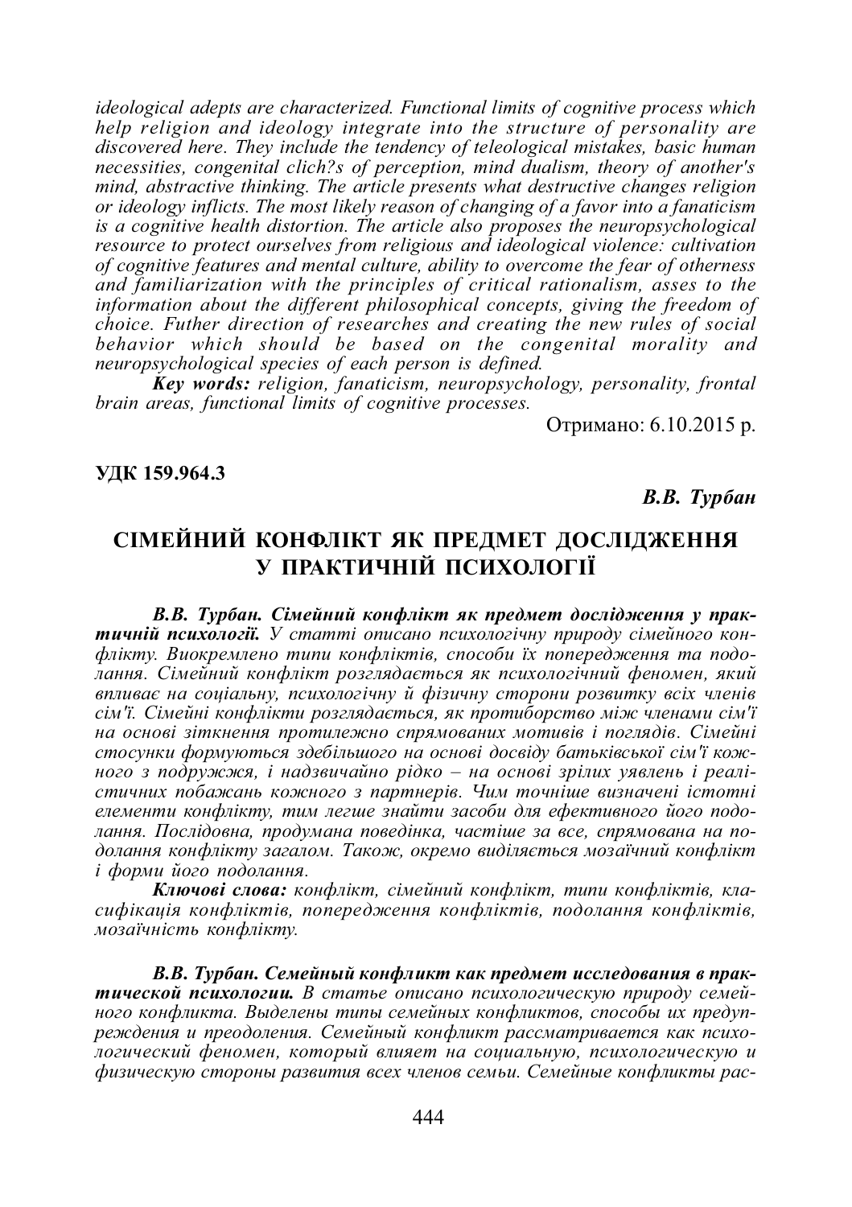*ideological adepts are characterized. Functional limits of cognitive process which help religion and ideology integrate into the structure of personality are discovered here. They include the tendency of teleological mistakes, basic human necessities, congenital clich?s of perception, mind dualism, theory of another's mind, abstractive thinking. The article presents what destructive changes religion or ideology inflicts. The most likely reason of changing of a favor into a fanaticism is a cognitive health distortion. The article also proposes the neuropsychological resource to protect ourselves from religious and ideological violence: cultivation of cognitive features and mental culture, ability to overcome the fear of otherness and familiarization with the principles of critical rationalism, asses to the information about the different philosophical concepts, giving the freedom of choice. Futher direction of researches and creating the new rules of social behavior which should be based on the congenital morality and neuropsychological species of each person is defined.*

***Key words:*** *religion, fanaticism, neuropsychology, personality, frontal brain areas, functional limits of cognitive processes.*

Отримано: 6.10.2015 р.

**УДК 159.964.3**

***В.В. Турбан***

# СІМЕЙНИЙ КОНФЛІКТ ЯК ПРЕДМЕТ ДОСЛІДЖЕННЯ У ПРАКТИЧНІЙ ПСИХОЛОГІЇ

***В.В. Турбан. Сімейний конфлікт як предмет дослідження у практичній психології.*** *У статті описано психологічну природу сімейного конфлікту. Виокремлено типи конфліктів, способи їх попередження та подолання. Сімейний конфлікт розглядається як психологічний феномен, який впливає на соціальну, психологічну й фізичну сторони розвитку всіх членів сім'ї. Сімейні конфлікти розглядається, як протиборство між членами сім'ї на основі зіткнення протилежно спрямованих мотивів і поглядів. Сімейні стосунки формуються здебільшого на основі досвіду батьківської сім'ї кожного з подружжя, і надзвичайно рідко – на основі зрілих уявлень і реалістичних побажань кожного з партнерів. Чим точніше визначені істотні елементи конфлікту, тим легше знайти засоби для ефективного його подолання. Послідовна, продумана поведінка, частіше за все, спрямована на подолання конфлікту загалом. Також, окремо виділяється мозаїчний конфлікт і форми його подолання.*

***Ключові слова:*** *конфлікт, сімейний конфлікт, типи конфліктів, класифікація конфліктів, попередження конфліктів, подолання конфліктів, мозаїчність конфлікту.*

***В.В. Турбан. Семейный конфликт как предмет исследования в практической психологии.*** *В статье описано психологическую природу семейного конфликта. Выделены типы семейных конфликтов, способы их предупреждения и преодоления. Семейный конфликт рассматривается как психологический феномен, который влияет на социальную, психологическую и физическую стороны развития всех членов семьи. Семейные конфликты рас-*